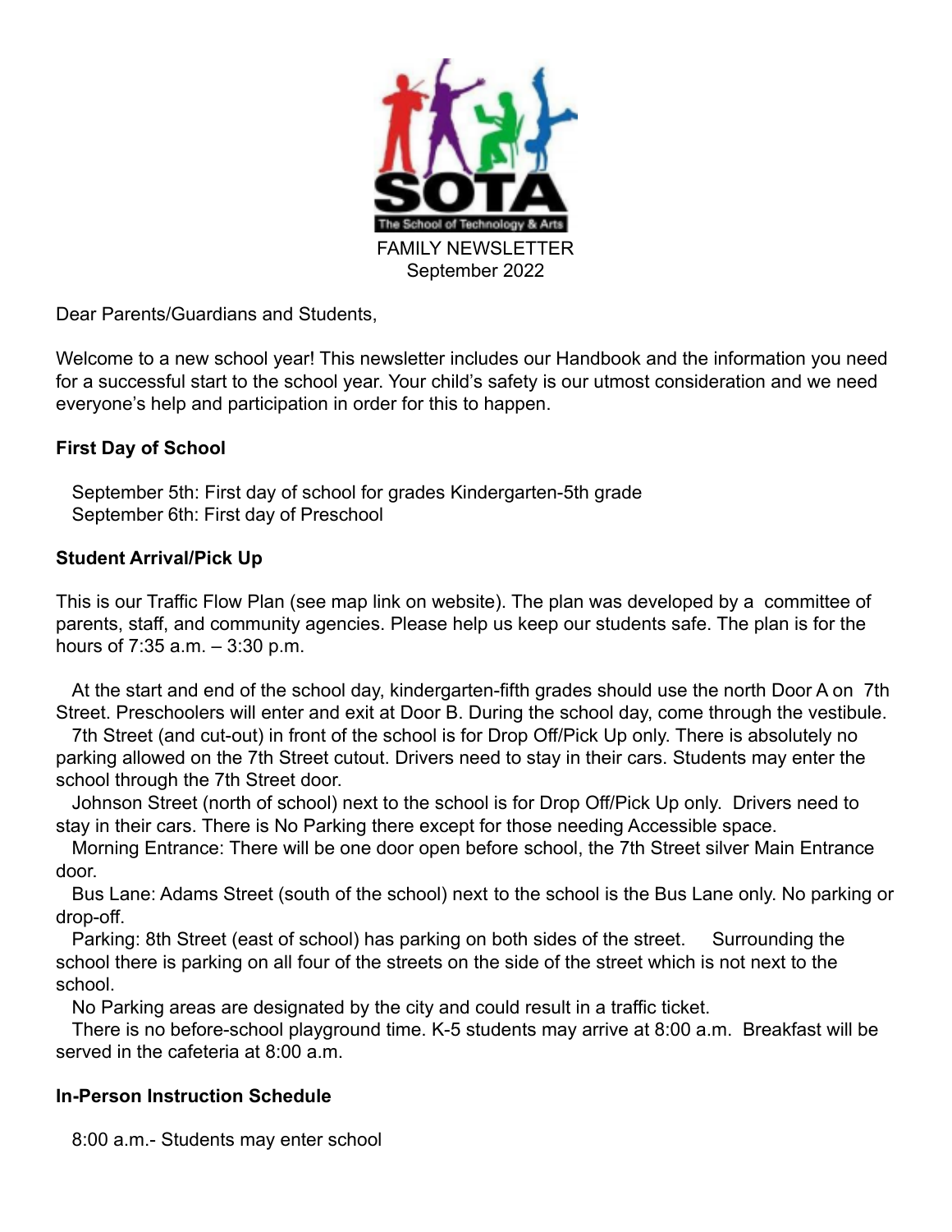SOTA

The School of Technology & Arts

FAMILY NEWSLETTER
September 2022

Dear Parents/Guardians and Students,

Welcome to a new school year! This newsletter includes our Handbook and the information you need for a successful start to the school year. Your child's safety is our utmost consideration and we need everyone's help and participation in order for this to happen.

**First Day of School**

September 5th: First day of school for grades Kindergarten-5th grade
September 6th: First day of Preschool

**Student Arrival/Pick Up**

This is our Traffic Flow Plan (see map link on website). The plan was developed by a committee of parents, staff, and community agencies. Please help us keep our students safe. The plan is for the hours of 7:35 a.m. – 3:30 p.m.

At the start and end of the school day, kindergarten-fifth grades should use the north Door A on 7th Street. Preschoolers will enter and exit at Door B. During the school day, come through the vestibule.

7th Street (and cut-out) in front of the school is for Drop Off/Pick Up only. There is absolutely no parking allowed on the 7th Street cutout. Drivers need to stay in their cars. Students may enter the school through the 7th Street door.

Johnson Street (north of school) next to the school is for Drop Off/Pick Up only. Drivers need to stay in their cars. There is No Parking there except for those needing Accessible space.

Morning Entrance: There will be one door open before school, the 7th Street silver Main Entrance door.

Bus Lane: Adams Street (south of the school) next to the school is the Bus Lane only. No parking or drop-off.

Parking: 8th Street (east of school) has parking on both sides of the street. Surrounding the school there is parking on all four of the streets on the side of the street which is not next to the school.

No Parking areas are designated by the city and could result in a traffic ticket.

There is no before-school playground time. K-5 students may arrive at 8:00 a.m. Breakfast will be served in the cafeteria at 8:00 a.m.

**In-Person Instruction Schedule**

8:00 a.m.- Students may enter school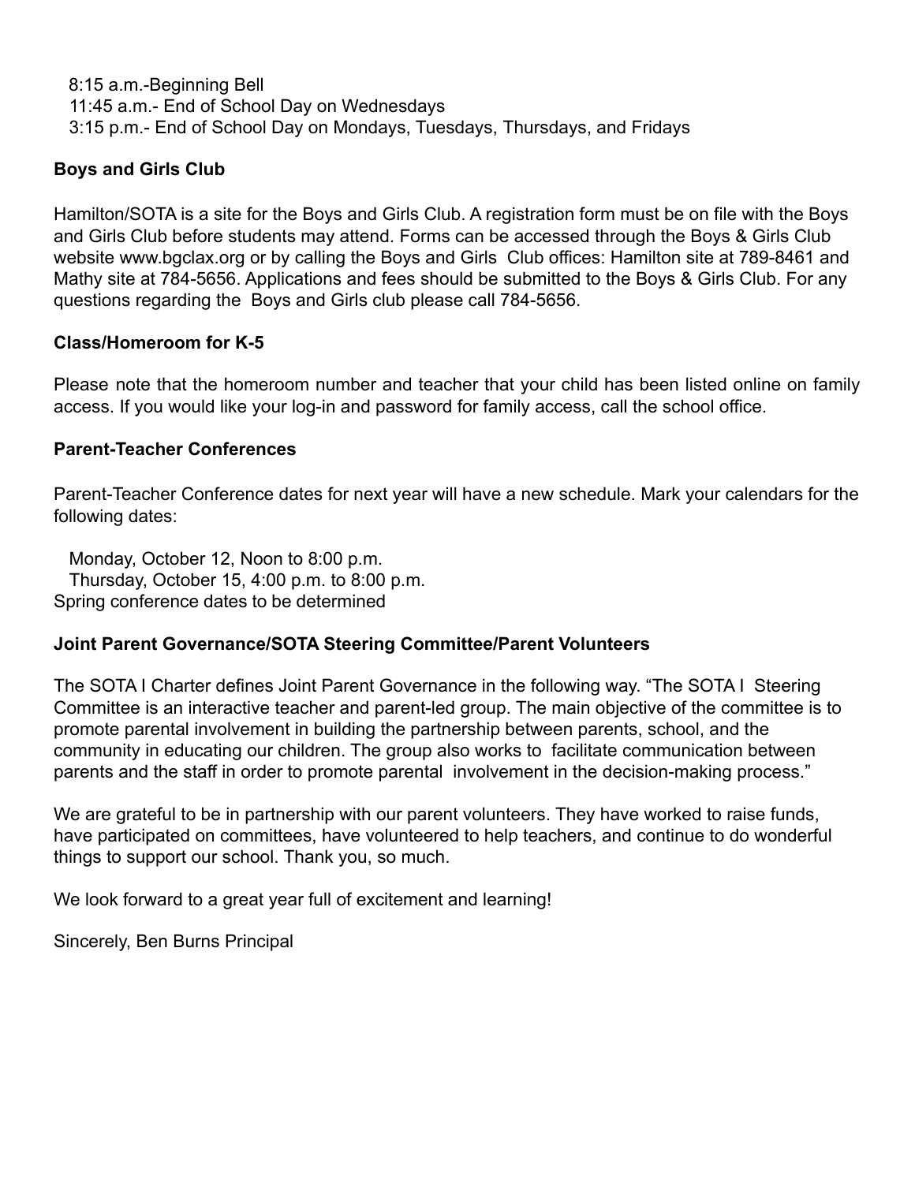8:15 a.m.-Beginning Bell
11:45 a.m.- End of School Day on Wednesdays
3:15 p.m.- End of School Day on Mondays, Tuesdays, Thursdays, and Fridays

**Boys and Girls Club**

Hamilton/SOTA is a site for the Boys and Girls Club. A registration form must be on file with the Boys and Girls Club before students may attend. Forms can be accessed through the Boys & Girls Club website www.bgclax.org or by calling the Boys and Girls Club offices: Hamilton site at 789-8461 and Mathy site at 784-5656. Applications and fees should be submitted to the Boys & Girls Club. For any questions regarding the Boys and Girls club please call 784-5656.

**Class/Homeroom for K-5**

Please note that the homeroom number and teacher that your child has been listed online on family access. If you would like your log-in and password for family access, call the school office.

**Parent-Teacher Conferences**

Parent-Teacher Conference dates for next year will have a new schedule. Mark your calendars for the following dates:

Monday, October 12, Noon to 8:00 p.m.
Thursday, October 15, 4:00 p.m. to 8:00 p.m.
Spring conference dates to be determined

**Joint Parent Governance/SOTA Steering Committee/Parent Volunteers**

The SOTA I Charter defines Joint Parent Governance in the following way. "The SOTA I Steering Committee is an interactive teacher and parent-led group. The main objective of the committee is to promote parental involvement in building the partnership between parents, school, and the community in educating our children. The group also works to facilitate communication between parents and the staff in order to promote parental involvement in the decision-making process."

We are grateful to be in partnership with our parent volunteers. They have worked to raise funds, have participated on committees, have volunteered to help teachers, and continue to do wonderful things to support our school. Thank you, so much.

We look forward to a great year full of excitement and learning!

Sincerely, Ben Burns Principal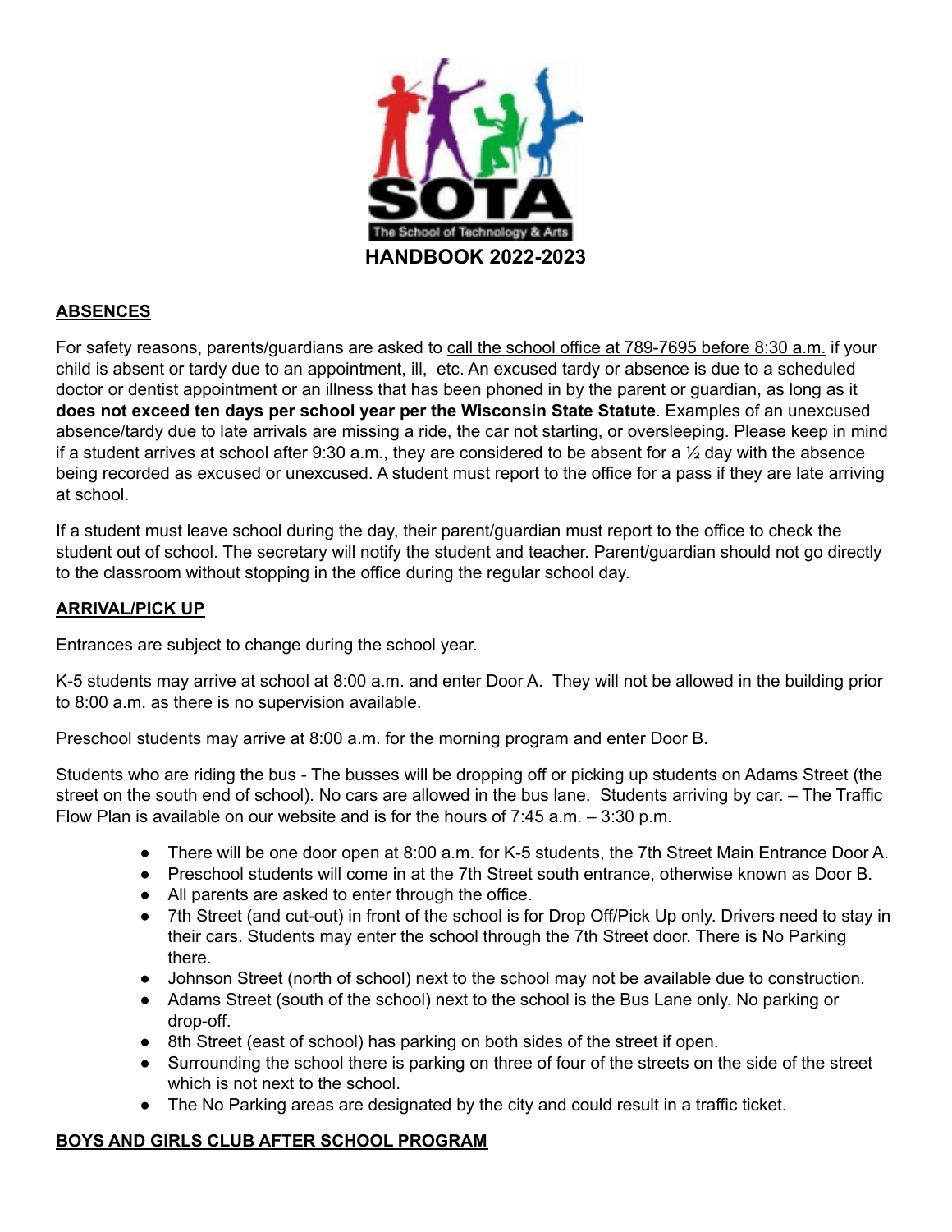SOTA

The School of Technology & Arts

# HANDBOOK 2022-2023

## ABSENCES

For safety reasons, parents/guardians are asked to call the school office at 789-7695 before 8:30 a.m. if your child is absent or tardy due to an appointment, ill, etc. An excused tardy or absence is due to a scheduled doctor or dentist appointment or an illness that has been phoned in by the parent or guardian, as long as it **does not exceed ten days per school year per the Wisconsin State Statute**. Examples of an unexcused absence/tardy due to late arrivals are missing a ride, the car not starting, or oversleeping. Please keep in mind if a student arrives at school after 9:30 a.m., they are considered to be absent for a ½ day with the absence being recorded as excused or unexcused. A student must report to the office for a pass if they are late arriving at school.

If a student must leave school during the day, their parent/guardian must report to the office to check the student out of school. The secretary will notify the student and teacher. Parent/guardian should not go directly to the classroom without stopping in the office during the regular school day.

## ARRIVAL/PICK UP

Entrances are subject to change during the school year.

K-5 students may arrive at school at 8:00 a.m. and enter Door A. They will not be allowed in the building prior to 8:00 a.m. as there is no supervision available.

Preschool students may arrive at 8:00 a.m. for the morning program and enter Door B.

Students who are riding the bus - The busses will be dropping off or picking up students on Adams Street (the street on the south end of school). No cars are allowed in the bus lane. Students arriving by car. – The Traffic Flow Plan is available on our website and is for the hours of 7:45 a.m. – 3:30 p.m.

- There will be one door open at 8:00 a.m. for K-5 students, the 7th Street Main Entrance Door A.
- Preschool students will come in at the 7th Street south entrance, otherwise known as Door B.
- All parents are asked to enter through the office.
- 7th Street (and cut-out) in front of the school is for Drop Off/Pick Up only. Drivers need to stay in their cars. Students may enter the school through the 7th Street door. There is No Parking there.
- Johnson Street (north of school) next to the school may not be available due to construction.
- Adams Street (south of the school) next to the school is the Bus Lane only. No parking or drop-off.
- 8th Street (east of school) has parking on both sides of the street if open.
- Surrounding the school there is parking on three of four of the streets on the side of the street which is not next to the school.
- The No Parking areas are designated by the city and could result in a traffic ticket.

## BOYS AND GIRLS CLUB AFTER SCHOOL PROGRAM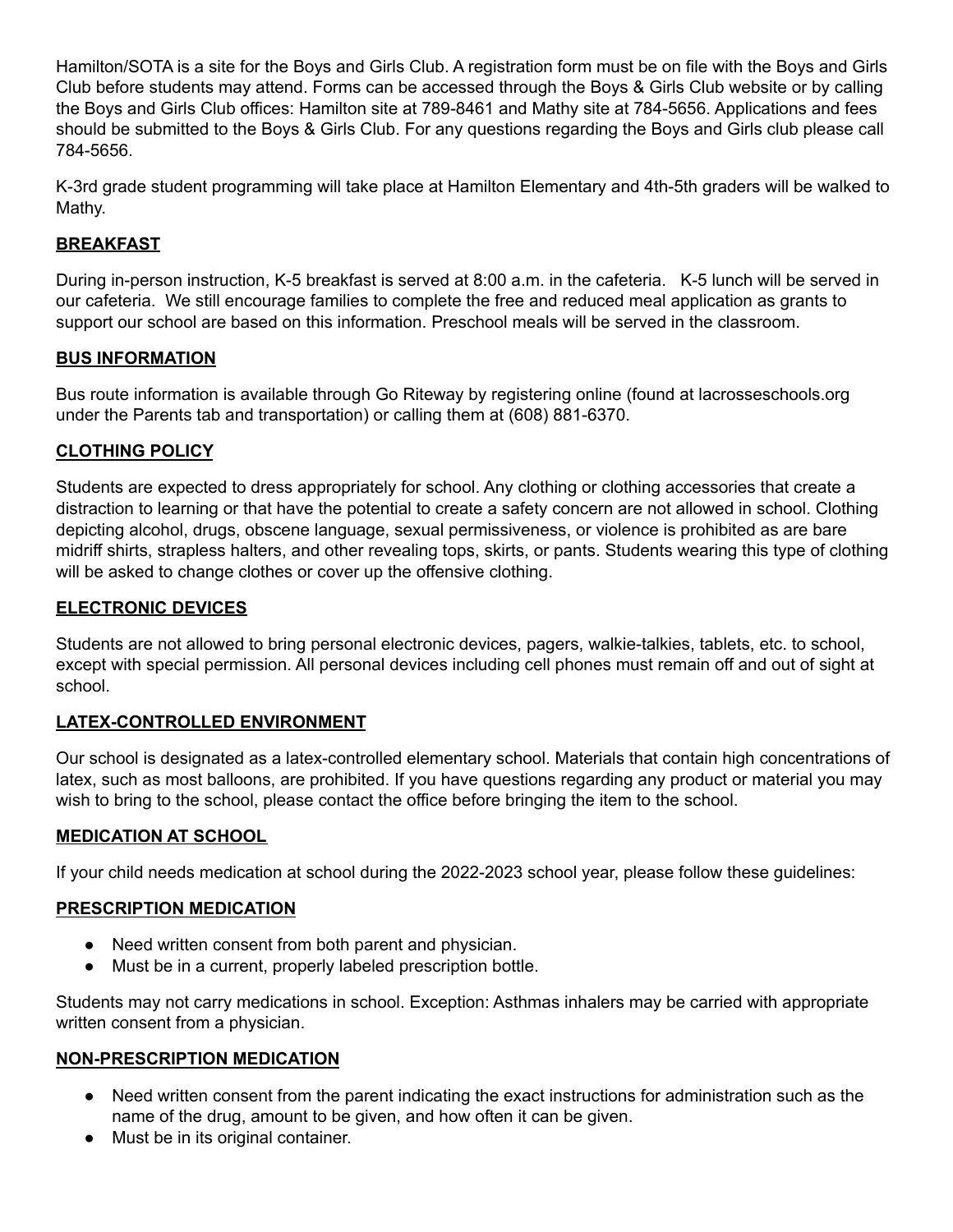Hamilton/SOTA is a site for the Boys and Girls Club. A registration form must be on file with the Boys and Girls Club before students may attend. Forms can be accessed through the Boys & Girls Club website or by calling the Boys and Girls Club offices: Hamilton site at 789-8461 and Mathy site at 784-5656. Applications and fees should be submitted to the Boys & Girls Club. For any questions regarding the Boys and Girls club please call 784-5656.

K-3rd grade student programming will take place at Hamilton Elementary and 4th-5th graders will be walked to Mathy.

## BREAKFAST

During in-person instruction, K-5 breakfast is served at 8:00 a.m. in the cafeteria. K-5 lunch will be served in our cafeteria. We still encourage families to complete the free and reduced meal application as grants to support our school are based on this information. Preschool meals will be served in the classroom.

## BUS INFORMATION

Bus route information is available through Go Riteway by registering online (found at lacrosseschools.org under the Parents tab and transportation) or calling them at (608) 881-6370.

## CLOTHING POLICY

Students are expected to dress appropriately for school. Any clothing or clothing accessories that create a distraction to learning or that have the potential to create a safety concern are not allowed in school. Clothing depicting alcohol, drugs, obscene language, sexual permissiveness, or violence is prohibited as are bare midriff shirts, strapless halters, and other revealing tops, skirts, or pants. Students wearing this type of clothing will be asked to change clothes or cover up the offensive clothing.

## ELECTRONIC DEVICES

Students are not allowed to bring personal electronic devices, pagers, walkie-talkies, tablets, etc. to school, except with special permission. All personal devices including cell phones must remain off and out of sight at school.

## LATEX-CONTROLLED ENVIRONMENT

Our school is designated as a latex-controlled elementary school. Materials that contain high concentrations of latex, such as most balloons, are prohibited. If you have questions regarding any product or material you may wish to bring to the school, please contact the office before bringing the item to the school.

## MEDICATION AT SCHOOL

If your child needs medication at school during the 2022-2023 school year, please follow these guidelines:

## PRESCRIPTION MEDICATION

- Need written consent from both parent and physician.
- Must be in a current, properly labeled prescription bottle.

Students may not carry medications in school. Exception: Asthmas inhalers may be carried with appropriate written consent from a physician.

## NON-PRESCRIPTION MEDICATION

- Need written consent from the parent indicating the exact instructions for administration such as the name of the drug, amount to be given, and how often it can be given.
- Must be in its original container.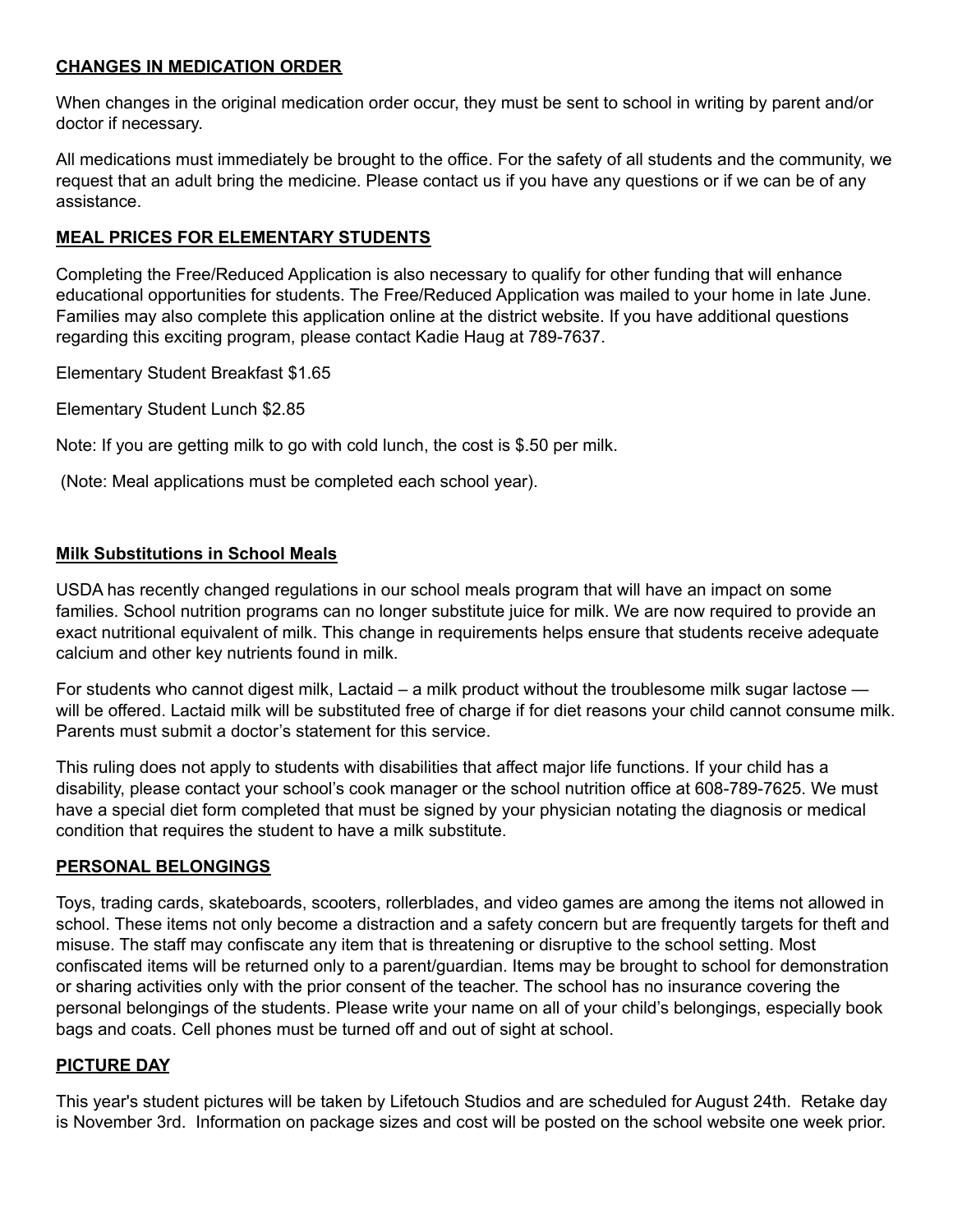## CHANGES IN MEDICATION ORDER

When changes in the original medication order occur, they must be sent to school in writing by parent and/or doctor if necessary.

All medications must immediately be brought to the office. For the safety of all students and the community, we request that an adult bring the medicine. Please contact us if you have any questions or if we can be of any assistance.

## MEAL PRICES FOR ELEMENTARY STUDENTS

Completing the Free/Reduced Application is also necessary to qualify for other funding that will enhance educational opportunities for students. The Free/Reduced Application was mailed to your home in late June. Families may also complete this application online at the district website. If you have additional questions regarding this exciting program, please contact Kadie Haug at 789-7637.

Elementary Student Breakfast $1.65

Elementary Student Lunch $2.85

Note: If you are getting milk to go with cold lunch, the cost is $.50 per milk.

(Note: Meal applications must be completed each school year).

## Milk Substitutions in School Meals

USDA has recently changed regulations in our school meals program that will have an impact on some families. School nutrition programs can no longer substitute juice for milk. We are now required to provide an exact nutritional equivalent of milk. This change in requirements helps ensure that students receive adequate calcium and other key nutrients found in milk.

For students who cannot digest milk, Lactaid – a milk product without the troublesome milk sugar lactose — will be offered. Lactaid milk will be substituted free of charge if for diet reasons your child cannot consume milk. Parents must submit a doctor's statement for this service.

This ruling does not apply to students with disabilities that affect major life functions. If your child has a disability, please contact your school's cook manager or the school nutrition office at 608-789-7625. We must have a special diet form completed that must be signed by your physician notating the diagnosis or medical condition that requires the student to have a milk substitute.

## PERSONAL BELONGINGS

Toys, trading cards, skateboards, scooters, rollerblades, and video games are among the items not allowed in school. These items not only become a distraction and a safety concern but are frequently targets for theft and misuse. The staff may confiscate any item that is threatening or disruptive to the school setting. Most confiscated items will be returned only to a parent/guardian. Items may be brought to school for demonstration or sharing activities only with the prior consent of the teacher. The school has no insurance covering the personal belongings of the students. Please write your name on all of your child's belongings, especially book bags and coats. Cell phones must be turned off and out of sight at school.

## PICTURE DAY

This year's student pictures will be taken by Lifetouch Studios and are scheduled for August 24th. Retake day is November 3rd. Information on package sizes and cost will be posted on the school website one week prior.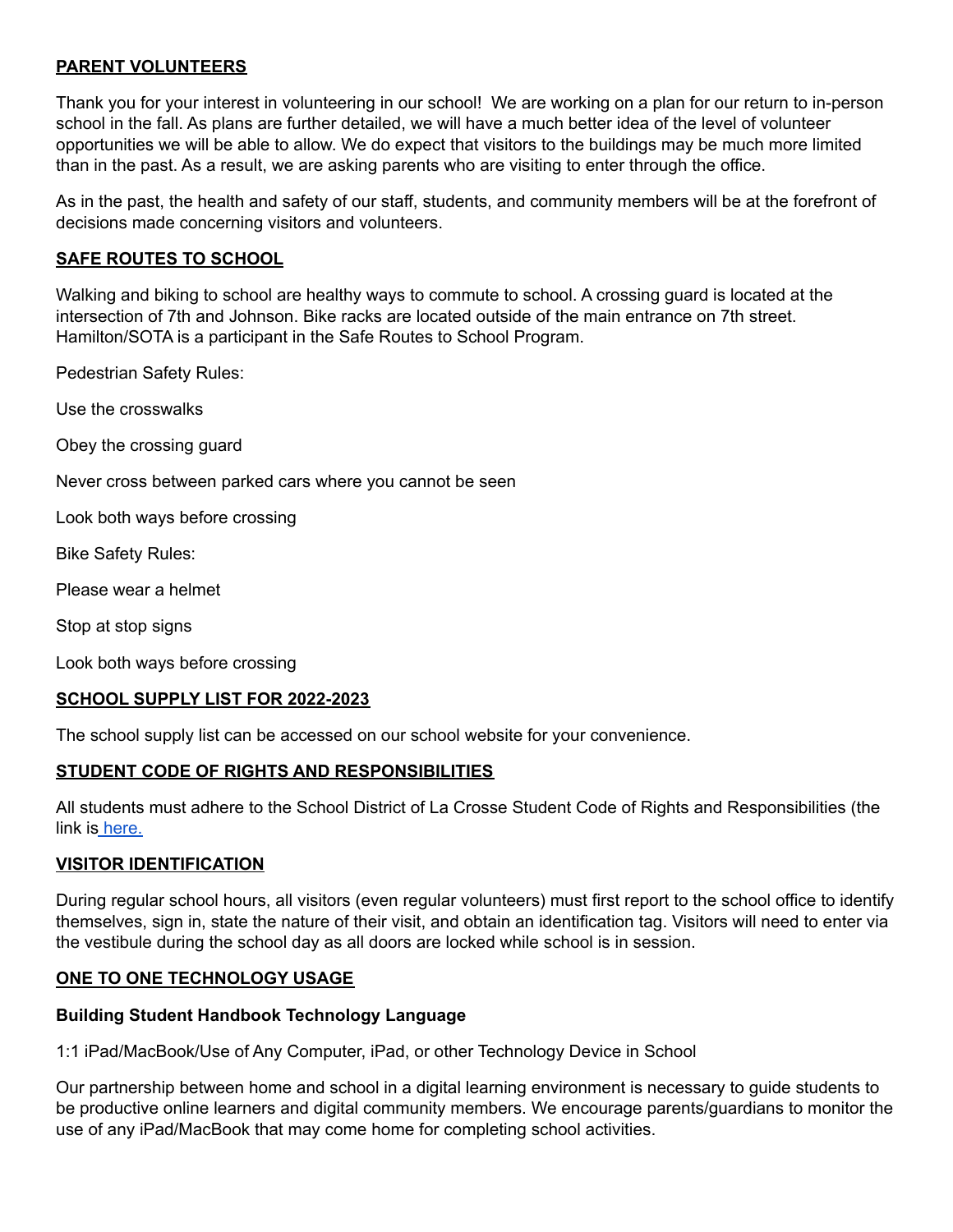## PARENT VOLUNTEERS

Thank you for your interest in volunteering in our school! We are working on a plan for our return to in-person school in the fall. As plans are further detailed, we will have a much better idea of the level of volunteer opportunities we will be able to allow. We do expect that visitors to the buildings may be much more limited than in the past. As a result, we are asking parents who are visiting to enter through the office.

As in the past, the health and safety of our staff, students, and community members will be at the forefront of decisions made concerning visitors and volunteers.

## SAFE ROUTES TO SCHOOL

Walking and biking to school are healthy ways to commute to school. A crossing guard is located at the intersection of 7th and Johnson. Bike racks are located outside of the main entrance on 7th street. Hamilton/SOTA is a participant in the Safe Routes to School Program.

Pedestrian Safety Rules:

Use the crosswalks

Obey the crossing guard

Never cross between parked cars where you cannot be seen

Look both ways before crossing

Bike Safety Rules:

Please wear a helmet

Stop at stop signs

Look both ways before crossing

## SCHOOL SUPPLY LIST FOR 2022-2023

The school supply list can be accessed on our school website for your convenience.

## STUDENT CODE OF RIGHTS AND RESPONSIBILITIES

All students must adhere to the School District of La Crosse Student Code of Rights and Responsibilities (the link is here.

## VISITOR IDENTIFICATION

During regular school hours, all visitors (even regular volunteers) must first report to the school office to identify themselves, sign in, state the nature of their visit, and obtain an identification tag. Visitors will need to enter via the vestibule during the school day as all doors are locked while school is in session.

## ONE TO ONE TECHNOLOGY USAGE

**Building Student Handbook Technology Language**

1:1 iPad/MacBook/Use of Any Computer, iPad, or other Technology Device in School

Our partnership between home and school in a digital learning environment is necessary to guide students to be productive online learners and digital community members. We encourage parents/guardians to monitor the use of any iPad/MacBook that may come home for completing school activities.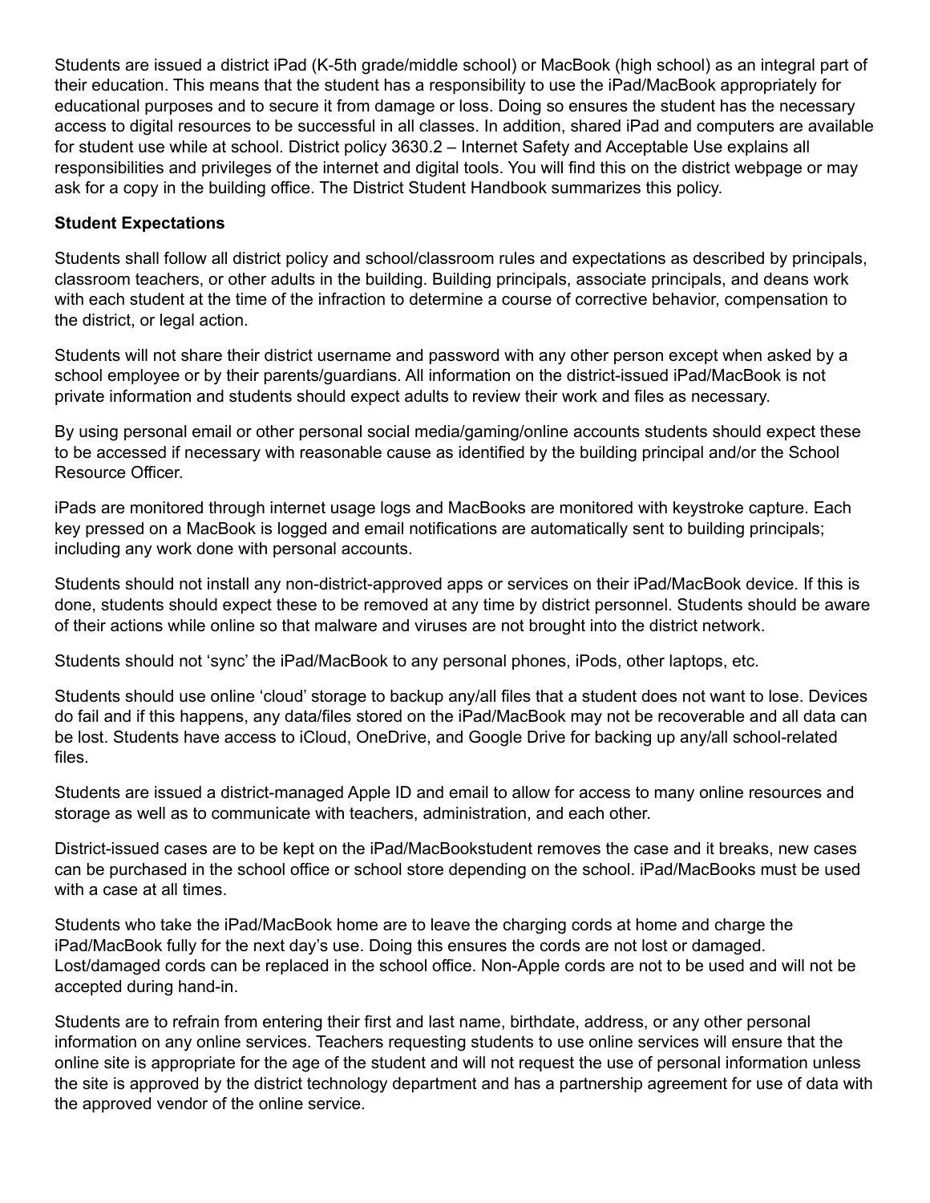Students are issued a district iPad (K-5th grade/middle school) or MacBook (high school) as an integral part of their education. This means that the student has a responsibility to use the iPad/MacBook appropriately for educational purposes and to secure it from damage or loss. Doing so ensures the student has the necessary access to digital resources to be successful in all classes. In addition, shared iPad and computers are available for student use while at school. District policy 3630.2 – Internet Safety and Acceptable Use explains all responsibilities and privileges of the internet and digital tools. You will find this on the district webpage or may ask for a copy in the building office. The District Student Handbook summarizes this policy.

**Student Expectations**

Students shall follow all district policy and school/classroom rules and expectations as described by principals, classroom teachers, or other adults in the building. Building principals, associate principals, and deans work with each student at the time of the infraction to determine a course of corrective behavior, compensation to the district, or legal action.

Students will not share their district username and password with any other person except when asked by a school employee or by their parents/guardians. All information on the district-issued iPad/MacBook is not private information and students should expect adults to review their work and files as necessary.

By using personal email or other personal social media/gaming/online accounts students should expect these to be accessed if necessary with reasonable cause as identified by the building principal and/or the School Resource Officer.

iPads are monitored through internet usage logs and MacBooks are monitored with keystroke capture. Each key pressed on a MacBook is logged and email notifications are automatically sent to building principals; including any work done with personal accounts.

Students should not install any non-district-approved apps or services on their iPad/MacBook device. If this is done, students should expect these to be removed at any time by district personnel. Students should be aware of their actions while online so that malware and viruses are not brought into the district network.

Students should not 'sync' the iPad/MacBook to any personal phones, iPods, other laptops, etc.

Students should use online 'cloud' storage to backup any/all files that a student does not want to lose. Devices do fail and if this happens, any data/files stored on the iPad/MacBook may not be recoverable and all data can be lost. Students have access to iCloud, OneDrive, and Google Drive for backing up any/all school-related files.

Students are issued a district-managed Apple ID and email to allow for access to many online resources and storage as well as to communicate with teachers, administration, and each other.

District-issued cases are to be kept on the iPad/MacBookstudent removes the case and it breaks, new cases can be purchased in the school office or school store depending on the school. iPad/MacBooks must be used with a case at all times.

Students who take the iPad/MacBook home are to leave the charging cords at home and charge the iPad/MacBook fully for the next day's use. Doing this ensures the cords are not lost or damaged. Lost/damaged cords can be replaced in the school office. Non-Apple cords are not to be used and will not be accepted during hand-in.

Students are to refrain from entering their first and last name, birthdate, address, or any other personal information on any online services. Teachers requesting students to use online services will ensure that the online site is appropriate for the age of the student and will not request the use of personal information unless the site is approved by the district technology department and has a partnership agreement for use of data with the approved vendor of the online service.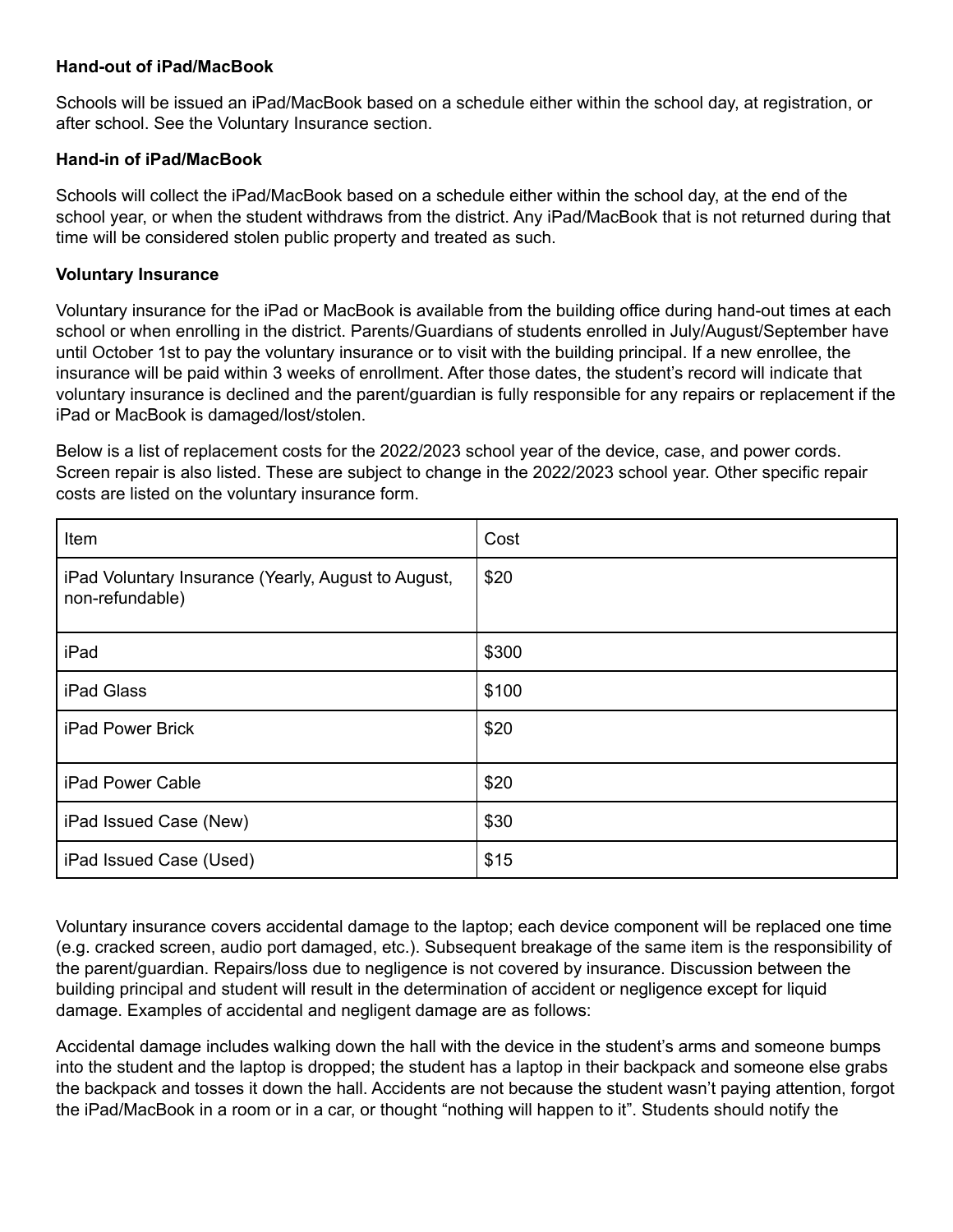**Hand-out of iPad/MacBook**

Schools will be issued an iPad/MacBook based on a schedule either within the school day, at registration, or after school. See the Voluntary Insurance section.

**Hand-in of iPad/MacBook**

Schools will collect the iPad/MacBook based on a schedule either within the school day, at the end of the school year, or when the student withdraws from the district. Any iPad/MacBook that is not returned during that time will be considered stolen public property and treated as such.

**Voluntary Insurance**

Voluntary insurance for the iPad or MacBook is available from the building office during hand-out times at each school or when enrolling in the district. Parents/Guardians of students enrolled in July/August/September have until October 1st to pay the voluntary insurance or to visit with the building principal. If a new enrollee, the insurance will be paid within 3 weeks of enrollment. After those dates, the student's record will indicate that voluntary insurance is declined and the parent/guardian is fully responsible for any repairs or replacement if the iPad or MacBook is damaged/lost/stolen.

Below is a list of replacement costs for the 2022/2023 school year of the device, case, and power cords. Screen repair is also listed. These are subject to change in the 2022/2023 school year. Other specific repair costs are listed on the voluntary insurance form.

| Item | Cost |
|---|---|
| iPad Voluntary Insurance (Yearly, August to August, non-refundable) | $20 |
| iPad | $300 |
| iPad Glass | $100 |
| iPad Power Brick | $20 |
| iPad Power Cable | $20 |
| iPad Issued Case (New) | $30 |
| iPad Issued Case (Used) | $15 |

Voluntary insurance covers accidental damage to the laptop; each device component will be replaced one time (e.g. cracked screen, audio port damaged, etc.). Subsequent breakage of the same item is the responsibility of the parent/guardian. Repairs/loss due to negligence is not covered by insurance. Discussion between the building principal and student will result in the determination of accident or negligence except for liquid damage. Examples of accidental and negligent damage are as follows:

Accidental damage includes walking down the hall with the device in the student's arms and someone bumps into the student and the laptop is dropped; the student has a laptop in their backpack and someone else grabs the backpack and tosses it down the hall. Accidents are not because the student wasn't paying attention, forgot the iPad/MacBook in a room or in a car, or thought "nothing will happen to it". Students should notify the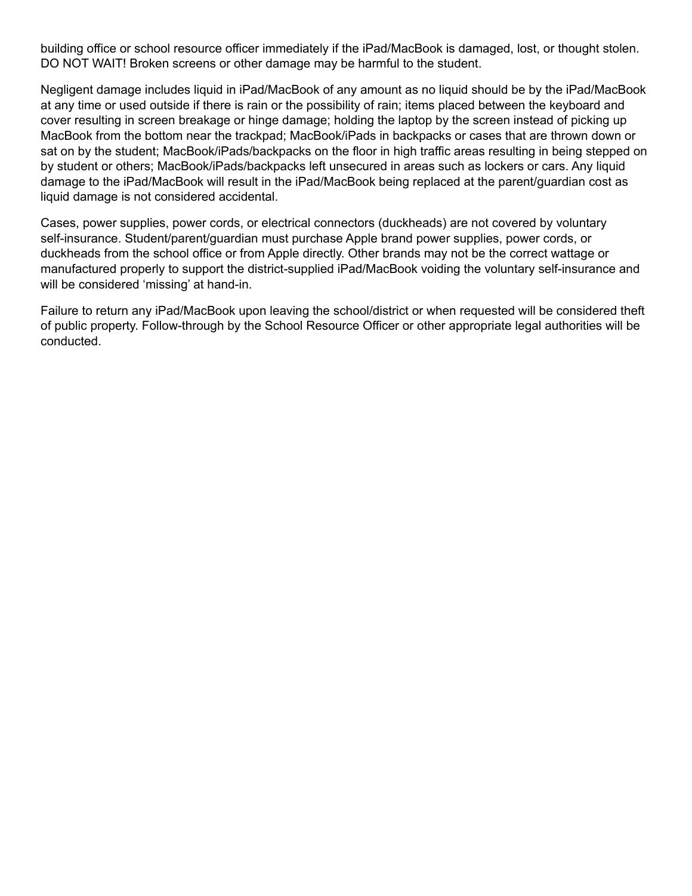building office or school resource officer immediately if the iPad/MacBook is damaged, lost, or thought stolen. DO NOT WAIT! Broken screens or other damage may be harmful to the student.

Negligent damage includes liquid in iPad/MacBook of any amount as no liquid should be by the iPad/MacBook at any time or used outside if there is rain or the possibility of rain; items placed between the keyboard and cover resulting in screen breakage or hinge damage; holding the laptop by the screen instead of picking up MacBook from the bottom near the trackpad; MacBook/iPads in backpacks or cases that are thrown down or sat on by the student; MacBook/iPads/backpacks on the floor in high traffic areas resulting in being stepped on by student or others; MacBook/iPads/backpacks left unsecured in areas such as lockers or cars. Any liquid damage to the iPad/MacBook will result in the iPad/MacBook being replaced at the parent/guardian cost as liquid damage is not considered accidental.

Cases, power supplies, power cords, or electrical connectors (duckheads) are not covered by voluntary self-insurance. Student/parent/guardian must purchase Apple brand power supplies, power cords, or duckheads from the school office or from Apple directly. Other brands may not be the correct wattage or manufactured properly to support the district-supplied iPad/MacBook voiding the voluntary self-insurance and will be considered ‘missing’ at hand-in.

Failure to return any iPad/MacBook upon leaving the school/district or when requested will be considered theft of public property. Follow-through by the School Resource Officer or other appropriate legal authorities will be conducted.